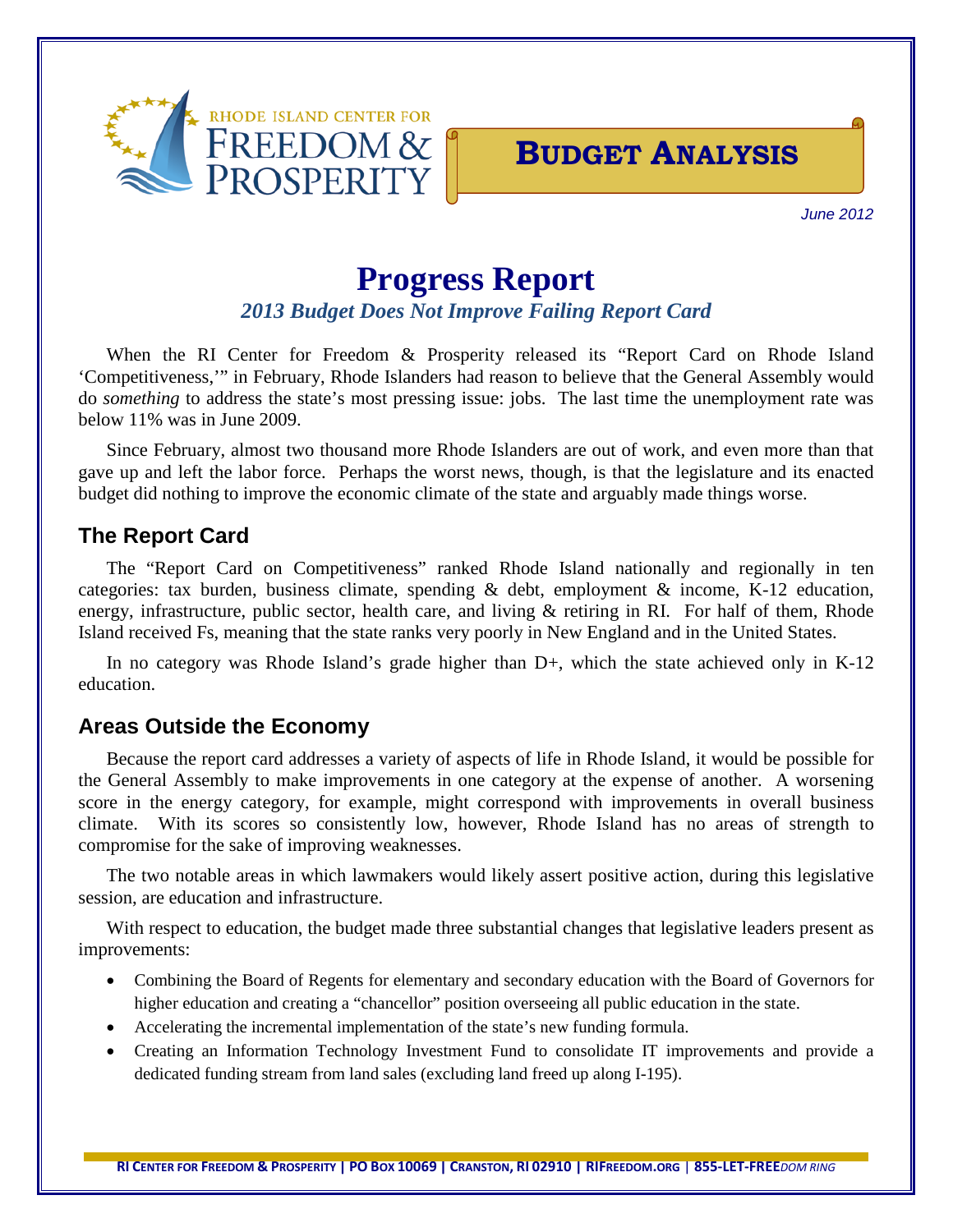RHODE ISLAND CENTER FOR FREEDOM & PROSPERITY

**BUDGET ANALYSIS**

*June 2012*

# Progress Report

### *2013 Budget Does Not Improve Failing Report Card*

When the RI Center for Freedom & Prosperity released its "Report Card on Rhode Island 'Competitiveness,'" in February, Rhode Islanders had reason to believe that the General Assembly would do *something* to address the state's most pressing issue: jobs. The last time the unemployment rate was below 11% was in June 2009.

Since February, almost two thousand more Rhode Islanders are out of work, and even more than that gave up and left the labor force. Perhaps the worst news, though, is that the legislature and its enacted budget did nothing to improve the economic climate of the state and arguably made things worse.

## The Report Card

The "Report Card on Competitiveness" ranked Rhode Island nationally and regionally in ten categories: tax burden, business climate, spending & debt, employment & income, K-12 education, energy, infrastructure, public sector, health care, and living & retiring in RI. For half of them, Rhode Island received Fs, meaning that the state ranks very poorly in New England and in the United States.

In no category was Rhode Island's grade higher than D+, which the state achieved only in K-12 education.

## Areas Outside the Economy

Because the report card addresses a variety of aspects of life in Rhode Island, it would be possible for the General Assembly to make improvements in one category at the expense of another. A worsening score in the energy category, for example, might correspond with improvements in overall business climate. With its scores so consistently low, however, Rhode Island has no areas of strength to compromise for the sake of improving weaknesses.

The two notable areas in which lawmakers would likely assert positive action, during this legislative session, are education and infrastructure.

With respect to education, the budget made three substantial changes that legislative leaders present as improvements:

- Combining the Board of Regents for elementary and secondary education with the Board of Governors for higher education and creating a "chancellor" position overseeing all public education in the state.
- Accelerating the incremental implementation of the state's new funding formula.
- Creating an Information Technology Investment Fund to consolidate IT improvements and provide a dedicated funding stream from land sales (excluding land freed up along I-195).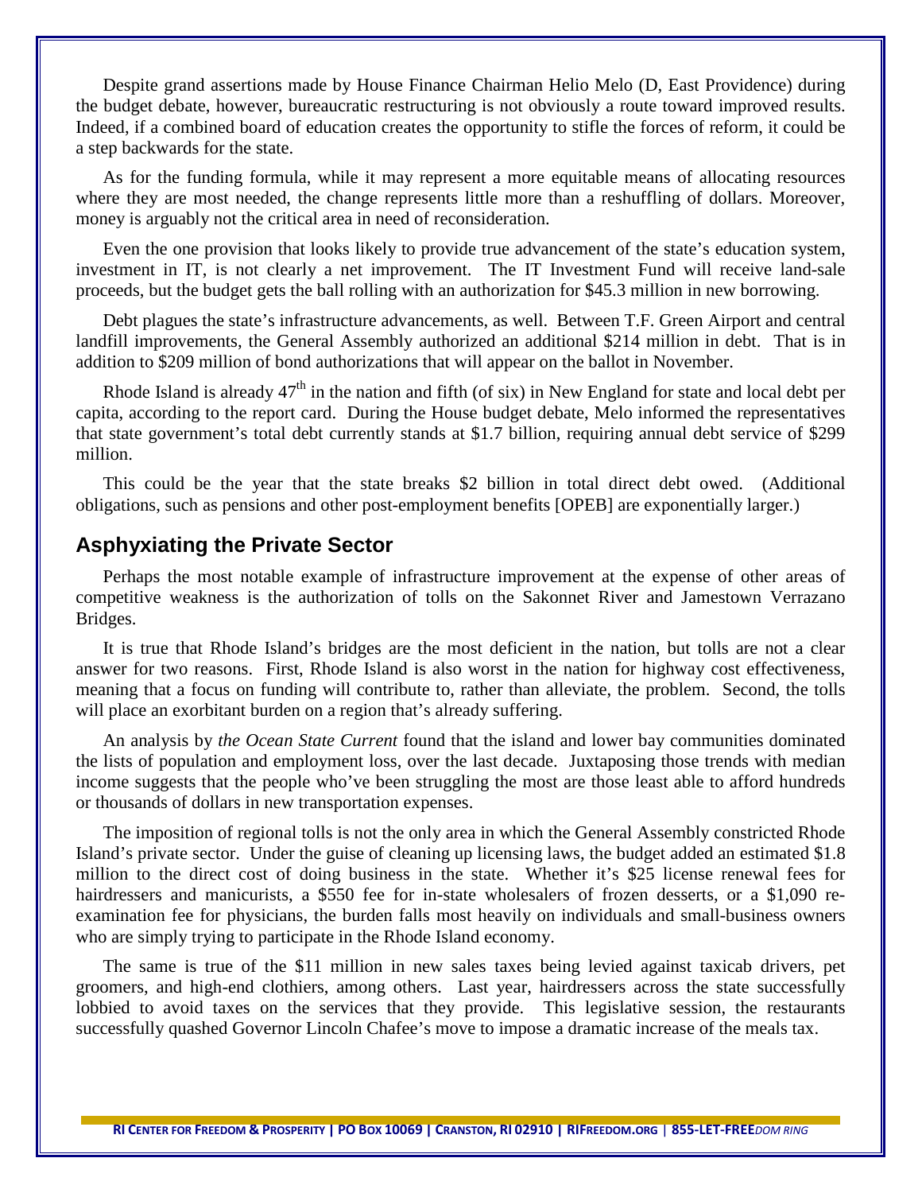Despite grand assertions made by House Finance Chairman Helio Melo (D, East Providence) during the budget debate, however, bureaucratic restructuring is not obviously a route toward improved results. Indeed, if a combined board of education creates the opportunity to stifle the forces of reform, it could be a step backwards for the state.

As for the funding formula, while it may represent a more equitable means of allocating resources where they are most needed, the change represents little more than a reshuffling of dollars. Moreover, money is arguably not the critical area in need of reconsideration.

Even the one provision that looks likely to provide true advancement of the state's education system, investment in IT, is not clearly a net improvement. The IT Investment Fund will receive land-sale proceeds, but the budget gets the ball rolling with an authorization for $45.3 million in new borrowing.

Debt plagues the state's infrastructure advancements, as well. Between T.F. Green Airport and central landfill improvements, the General Assembly authorized an additional $214 million in debt. That is in addition to $209 million of bond authorizations that will appear on the ballot in November.

Rhode Island is already 47th in the nation and fifth (of six) in New England for state and local debt per capita, according to the report card. During the House budget debate, Melo informed the representatives that state government's total debt currently stands at $1.7 billion, requiring annual debt service of $299 million.

This could be the year that the state breaks $2 billion in total direct debt owed. (Additional obligations, such as pensions and other post-employment benefits [OPEB] are exponentially larger.)

## Asphyxiating the Private Sector

Perhaps the most notable example of infrastructure improvement at the expense of other areas of competitive weakness is the authorization of tolls on the Sakonnet River and Jamestown Verrazano Bridges.

It is true that Rhode Island's bridges are the most deficient in the nation, but tolls are not a clear answer for two reasons. First, Rhode Island is also worst in the nation for highway cost effectiveness, meaning that a focus on funding will contribute to, rather than alleviate, the problem. Second, the tolls will place an exorbitant burden on a region that's already suffering.

An analysis by *the Ocean State Current* found that the island and lower bay communities dominated the lists of population and employment loss, over the last decade. Juxtaposing those trends with median income suggests that the people who've been struggling the most are those least able to afford hundreds or thousands of dollars in new transportation expenses.

The imposition of regional tolls is not the only area in which the General Assembly constricted Rhode Island's private sector. Under the guise of cleaning up licensing laws, the budget added an estimated $1.8 million to the direct cost of doing business in the state. Whether it's $25 license renewal fees for hairdressers and manicurists, a $550 fee for in-state wholesalers of frozen desserts, or a $1,090 re-examination fee for physicians, the burden falls most heavily on individuals and small-business owners who are simply trying to participate in the Rhode Island economy.

The same is true of the $11 million in new sales taxes being levied against taxicab drivers, pet groomers, and high-end clothiers, among others. Last year, hairdressers across the state successfully lobbied to avoid taxes on the services that they provide. This legislative session, the restaurants successfully quashed Governor Lincoln Chafee's move to impose a dramatic increase of the meals tax.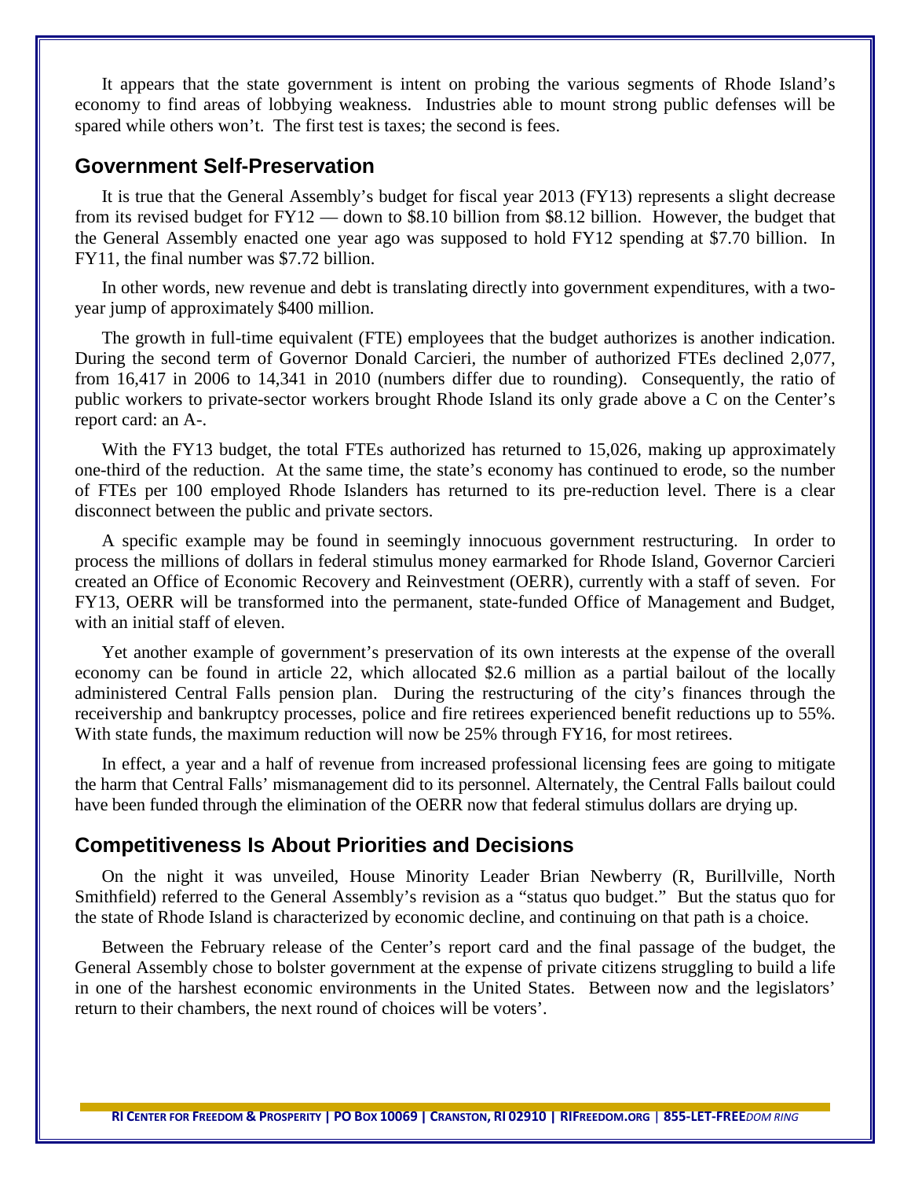It appears that the state government is intent on probing the various segments of Rhode Island's economy to find areas of lobbying weakness. Industries able to mount strong public defenses will be spared while others won't. The first test is taxes; the second is fees.

## Government Self-Preservation

It is true that the General Assembly's budget for fiscal year 2013 (FY13) represents a slight decrease from its revised budget for FY12 — down to $8.10 billion from $8.12 billion. However, the budget that the General Assembly enacted one year ago was supposed to hold FY12 spending at $7.70 billion. In FY11, the final number was $7.72 billion.

In other words, new revenue and debt is translating directly into government expenditures, with a two-year jump of approximately $400 million.

The growth in full-time equivalent (FTE) employees that the budget authorizes is another indication. During the second term of Governor Donald Carcieri, the number of authorized FTEs declined 2,077, from 16,417 in 2006 to 14,341 in 2010 (numbers differ due to rounding). Consequently, the ratio of public workers to private-sector workers brought Rhode Island its only grade above a C on the Center's report card: an A-.

With the FY13 budget, the total FTEs authorized has returned to 15,026, making up approximately one-third of the reduction. At the same time, the state's economy has continued to erode, so the number of FTEs per 100 employed Rhode Islanders has returned to its pre-reduction level. There is a clear disconnect between the public and private sectors.

A specific example may be found in seemingly innocuous government restructuring. In order to process the millions of dollars in federal stimulus money earmarked for Rhode Island, Governor Carcieri created an Office of Economic Recovery and Reinvestment (OERR), currently with a staff of seven. For FY13, OERR will be transformed into the permanent, state-funded Office of Management and Budget, with an initial staff of eleven.

Yet another example of government's preservation of its own interests at the expense of the overall economy can be found in article 22, which allocated $2.6 million as a partial bailout of the locally administered Central Falls pension plan. During the restructuring of the city's finances through the receivership and bankruptcy processes, police and fire retirees experienced benefit reductions up to 55%. With state funds, the maximum reduction will now be 25% through FY16, for most retirees.

In effect, a year and a half of revenue from increased professional licensing fees are going to mitigate the harm that Central Falls' mismanagement did to its personnel. Alternately, the Central Falls bailout could have been funded through the elimination of the OERR now that federal stimulus dollars are drying up.

## Competitiveness Is About Priorities and Decisions

On the night it was unveiled, House Minority Leader Brian Newberry (R, Burillville, North Smithfield) referred to the General Assembly's revision as a "status quo budget." But the status quo for the state of Rhode Island is characterized by economic decline, and continuing on that path is a choice.

Between the February release of the Center's report card and the final passage of the budget, the General Assembly chose to bolster government at the expense of private citizens struggling to build a life in one of the harshest economic environments in the United States. Between now and the legislators' return to their chambers, the next round of choices will be voters'.